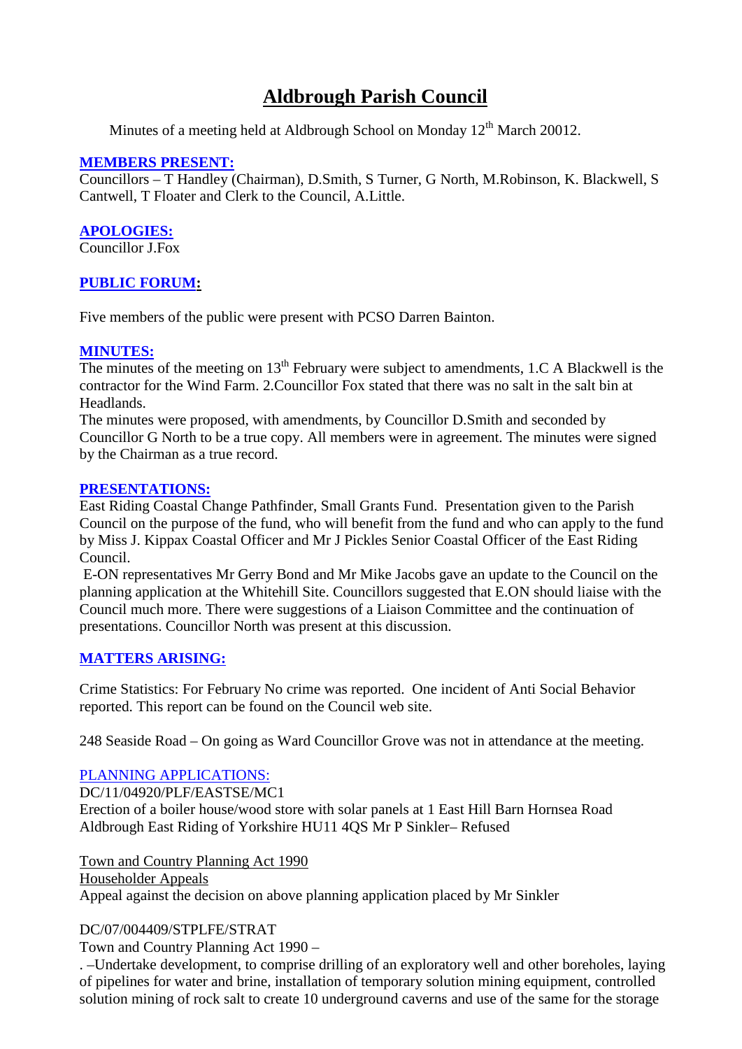# Aldbrough Parish Council

Minutes of a meeting held at Aldbrough School on Monday 12th March 20012.

**MEMBERS PRESENT:**

Councillors – T Handley (Chairman), D.Smith, S Turner, G North, M.Robinson, K. Blackwell, S Cantwell, T Floater and Clerk to the Council, A.Little.

**APOLOGIES:**

Councillor J.Fox

**PUBLIC FORUM:**

Five members of the public were present with PCSO Darren Bainton.

**MINUTES:**

The minutes of the meeting on 13th February were subject to amendments, 1.C A Blackwell is the contractor for the Wind Farm. 2.Councillor Fox stated that there was no salt in the salt bin at Headlands.

The minutes were proposed, with amendments, by Councillor D.Smith and seconded by Councillor G North to be a true copy. All members were in agreement. The minutes were signed by the Chairman as a true record.

**PRESENTATIONS:**

East Riding Coastal Change Pathfinder, Small Grants Fund. Presentation given to the Parish Council on the purpose of the fund, who will benefit from the fund and who can apply to the fund by Miss J. Kippax Coastal Officer and Mr J Pickles Senior Coastal Officer of the East Riding Council.

E-ON representatives Mr Gerry Bond and Mr Mike Jacobs gave an update to the Council on the planning application at the Whitehill Site. Councillors suggested that E.ON should liaise with the Council much more. There were suggestions of a Liaison Committee and the continuation of presentations. Councillor North was present at this discussion.

**MATTERS ARISING:**

Crime Statistics: For February No crime was reported. One incident of Anti Social Behavior reported. This report can be found on the Council web site.

248 Seaside Road – On going as Ward Councillor Grove was not in attendance at the meeting.

PLANNING APPLICATIONS:

DC/11/04920/PLF/EASTSE/MC1
Erection of a boiler house/wood store with solar panels at 1 East Hill Barn Hornsea Road Aldbrough East Riding of Yorkshire HU11 4QS Mr P Sinkler– Refused

Town and Country Planning Act 1990
Householder Appeals
Appeal against the decision on above planning application placed by Mr Sinkler

DC/07/004409/STPLFE/STRAT
Town and Country Planning Act 1990 –
. –Undertake development, to comprise drilling of an exploratory well and other boreholes, laying of pipelines for water and brine, installation of temporary solution mining equipment, controlled solution mining of rock salt to create 10 underground caverns and use of the same for the storage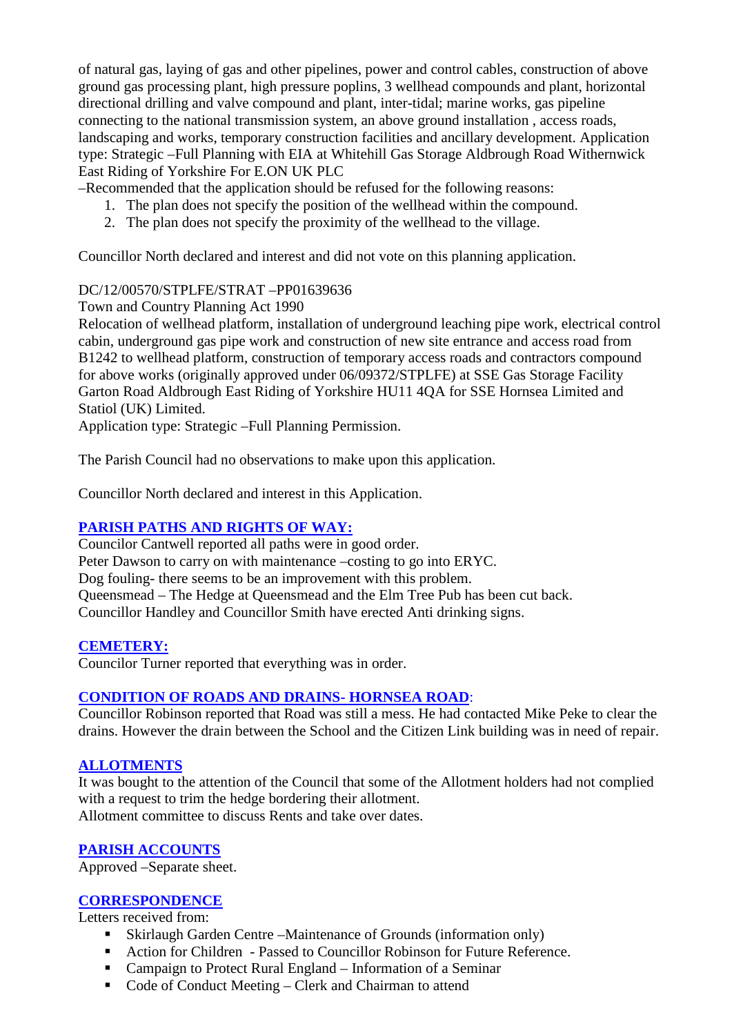of natural gas, laying of gas and other pipelines, power and control cables, construction of above ground gas processing plant, high pressure poplins, 3 wellhead compounds and plant, horizontal directional drilling and valve compound and plant, inter-tidal; marine works, gas pipeline connecting to the national transmission system, an above ground installation , access roads, landscaping and works, temporary construction facilities and ancillary development. Application type: Strategic –Full Planning with EIA at Whitehill Gas Storage Aldbrough Road Withernwick East Riding of Yorkshire For E.ON UK PLC

–Recommended that the application should be refused for the following reasons:

1. The plan does not specify the position of the wellhead within the compound.
2. The plan does not specify the proximity of the wellhead to the village.

Councillor North declared and interest and did not vote on this planning application.

DC/12/00570/STPLFE/STRAT –PP01639636
Town and Country Planning Act 1990
Relocation of wellhead platform, installation of underground leaching pipe work, electrical control cabin, underground gas pipe work and construction of new site entrance and access road from B1242 to wellhead platform, construction of temporary access roads and contractors compound for above works (originally approved under 06/09372/STPLFE) at SSE Gas Storage Facility Garton Road Aldbrough East Riding of Yorkshire HU11 4QA for SSE Hornsea Limited and Statiol (UK) Limited.
Application type: Strategic –Full Planning Permission.

The Parish Council had no observations to make upon this application.

Councillor North declared and interest in this Application.

## PARISH PATHS AND RIGHTS OF WAY:

Councilor Cantwell reported all paths were in good order.
Peter Dawson to carry on with maintenance –costing to go into ERYC.
Dog fouling- there seems to be an improvement with this problem.
Queensmead – The Hedge at Queensmead and the Elm Tree Pub has been cut back.
Councillor Handley and Councillor Smith have erected Anti drinking signs.

## CEMETERY:

Councilor Turner reported that everything was in order.

## CONDITION OF ROADS AND DRAINS- HORNSEA ROAD:

Councillor Robinson reported that Road was still a mess. He had contacted Mike Peke to clear the drains. However the drain between the School and the Citizen Link building was in need of repair.

## ALLOTMENTS

It was bought to the attention of the Council that some of the Allotment holders had not complied with a request to trim the hedge bordering their allotment.
Allotment committee to discuss Rents and take over dates.

## PARISH ACCOUNTS

Approved –Separate sheet.

## CORRESPONDENCE

Letters received from:

- Skirlaugh Garden Centre –Maintenance of Grounds (information only)
- Action for Children - Passed to Councillor Robinson for Future Reference.
- Campaign to Protect Rural England – Information of a Seminar
- Code of Conduct Meeting – Clerk and Chairman to attend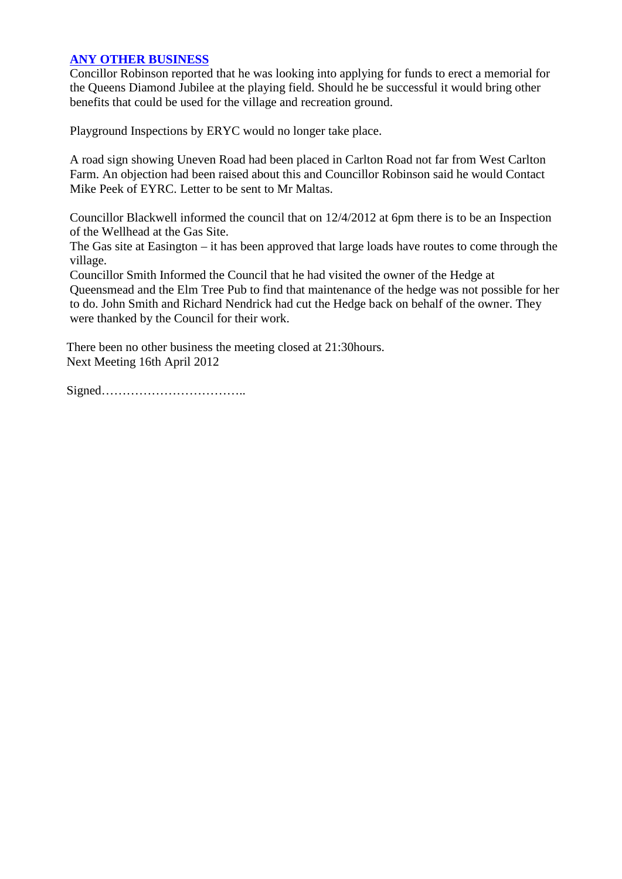## ANY OTHER BUSINESS

Concillor Robinson reported that he was looking into applying for funds to erect a memorial for the Queens Diamond Jubilee at the playing field. Should he be successful it would bring other benefits that could be used for the village and recreation ground.

Playground Inspections by ERYC would no longer take place.

A road sign showing Uneven Road had been placed in Carlton Road not far from West Carlton Farm. An objection had been raised about this and Councillor Robinson said he would Contact Mike Peek of EYRC. Letter to be sent to Mr Maltas.

Councillor Blackwell informed the council that on 12/4/2012 at 6pm there is to be an Inspection of the Wellhead at the Gas Site.
The Gas site at Easington – it has been approved that large loads have routes to come through the village.
Councillor Smith Informed the Council that he had visited the owner of the Hedge at Queensmead and the Elm Tree Pub to find that maintenance of the hedge was not possible for her to do. John Smith and Richard Nendrick had cut the Hedge back on behalf of the owner. They were thanked by the Council for their work.

There been no other business the meeting closed at 21:30hours.
Next Meeting 16th April 2012

Signed……………………………..